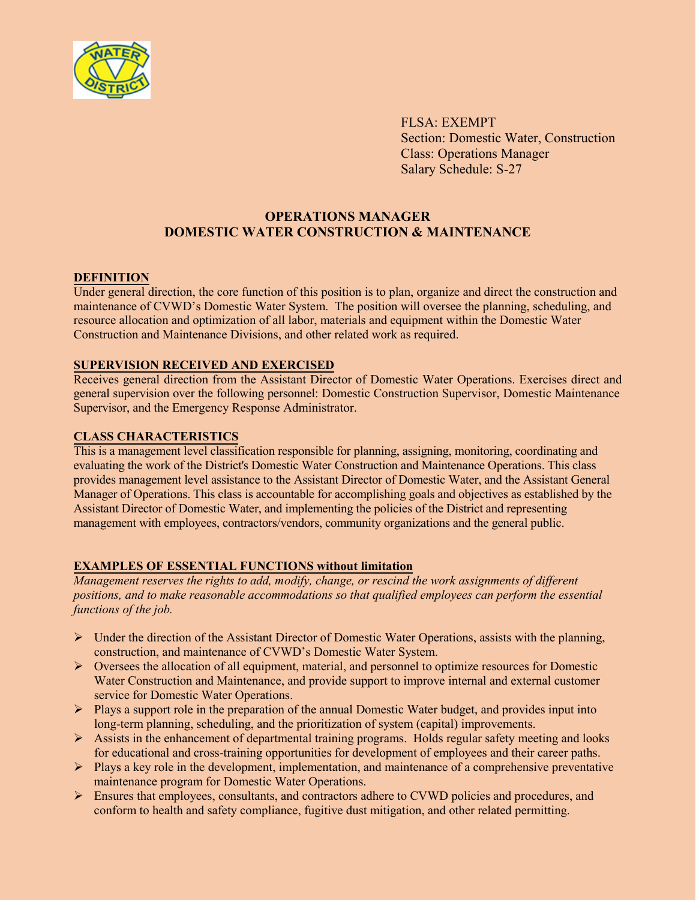FLSA: EXEMPT
Section: Domestic Water, Construction
Class: Operations Manager
Salary Schedule: S-27

# OPERATIONS MANAGER
# DOMESTIC WATER CONSTRUCTION & MAINTENANCE

## DEFINITION

Under general direction, the core function of this position is to plan, organize and direct the construction and maintenance of CVWD's Domestic Water System. The position will oversee the planning, scheduling, and resource allocation and optimization of all labor, materials and equipment within the Domestic Water Construction and Maintenance Divisions, and other related work as required.

## SUPERVISION RECEIVED AND EXERCISED

Receives general direction from the Assistant Director of Domestic Water Operations. Exercises direct and general supervision over the following personnel: Domestic Construction Supervisor, Domestic Maintenance Supervisor, and the Emergency Response Administrator.

## CLASS CHARACTERISTICS

This is a management level classification responsible for planning, assigning, monitoring, coordinating and evaluating the work of the District's Domestic Water Construction and Maintenance Operations. This class provides management level assistance to the Assistant Director of Domestic Water, and the Assistant General Manager of Operations. This class is accountable for accomplishing goals and objectives as established by the Assistant Director of Domestic Water, and implementing the policies of the District and representing management with employees, contractors/vendors, community organizations and the general public.

## EXAMPLES OF ESSENTIAL FUNCTIONS without limitation

*Management reserves the rights to add, modify, change, or rescind the work assignments of different positions, and to make reasonable accommodations so that qualified employees can perform the essential functions of the job.*

- Under the direction of the Assistant Director of Domestic Water Operations, assists with the planning, construction, and maintenance of CVWD's Domestic Water System.
- Oversees the allocation of all equipment, material, and personnel to optimize resources for Domestic Water Construction and Maintenance, and provide support to improve internal and external customer service for Domestic Water Operations.
- Plays a support role in the preparation of the annual Domestic Water budget, and provides input into long-term planning, scheduling, and the prioritization of system (capital) improvements.
- Assists in the enhancement of departmental training programs. Holds regular safety meeting and looks for educational and cross-training opportunities for development of employees and their career paths.
- Plays a key role in the development, implementation, and maintenance of a comprehensive preventative maintenance program for Domestic Water Operations.
- Ensures that employees, consultants, and contractors adhere to CVWD policies and procedures, and conform to health and safety compliance, fugitive dust mitigation, and other related permitting.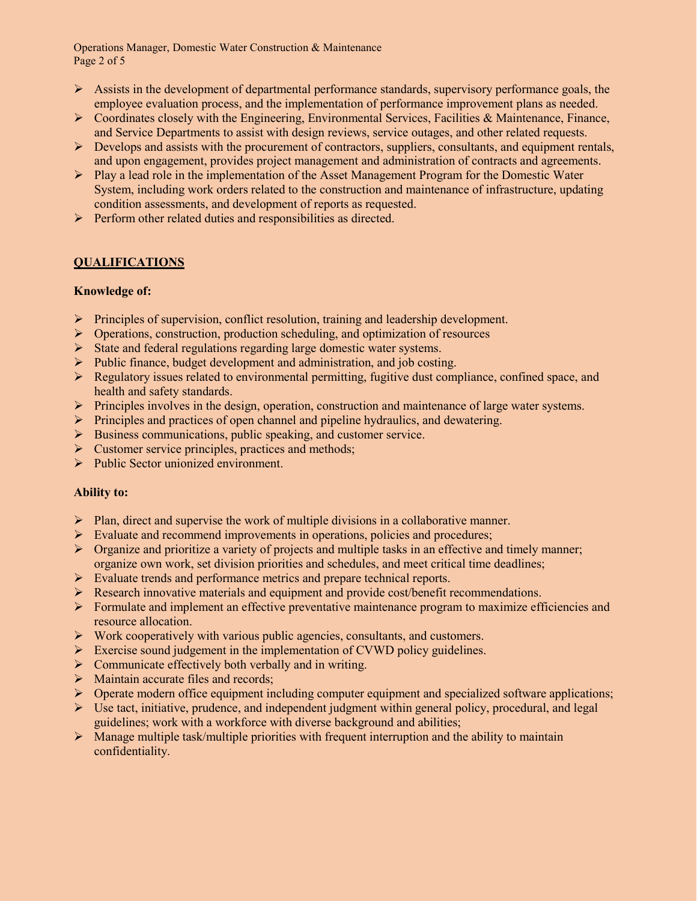- Assists in the development of departmental performance standards, supervisory performance goals, the employee evaluation process, and the implementation of performance improvement plans as needed.
- Coordinates closely with the Engineering, Environmental Services, Facilities & Maintenance, Finance, and Service Departments to assist with design reviews, service outages, and other related requests.
- Develops and assists with the procurement of contractors, suppliers, consultants, and equipment rentals, and upon engagement, provides project management and administration of contracts and agreements.
- Play a lead role in the implementation of the Asset Management Program for the Domestic Water System, including work orders related to the construction and maintenance of infrastructure, updating condition assessments, and development of reports as requested.
- Perform other related duties and responsibilities as directed.

## QUALIFICATIONS

**Knowledge of:**

- Principles of supervision, conflict resolution, training and leadership development.
- Operations, construction, production scheduling, and optimization of resources
- State and federal regulations regarding large domestic water systems.
- Public finance, budget development and administration, and job costing.
- Regulatory issues related to environmental permitting, fugitive dust compliance, confined space, and health and safety standards.
- Principles involves in the design, operation, construction and maintenance of large water systems.
- Principles and practices of open channel and pipeline hydraulics, and dewatering.
- Business communications, public speaking, and customer service.
- Customer service principles, practices and methods;
- Public Sector unionized environment.

**Ability to:**

- Plan, direct and supervise the work of multiple divisions in a collaborative manner.
- Evaluate and recommend improvements in operations, policies and procedures;
- Organize and prioritize a variety of projects and multiple tasks in an effective and timely manner; organize own work, set division priorities and schedules, and meet critical time deadlines;
- Evaluate trends and performance metrics and prepare technical reports.
- Research innovative materials and equipment and provide cost/benefit recommendations.
- Formulate and implement an effective preventative maintenance program to maximize efficiencies and resource allocation.
- Work cooperatively with various public agencies, consultants, and customers.
- Exercise sound judgement in the implementation of CVWD policy guidelines.
- Communicate effectively both verbally and in writing.
- Maintain accurate files and records;
- Operate modern office equipment including computer equipment and specialized software applications;
- Use tact, initiative, prudence, and independent judgment within general policy, procedural, and legal guidelines; work with a workforce with diverse background and abilities;
- Manage multiple task/multiple priorities with frequent interruption and the ability to maintain confidentiality.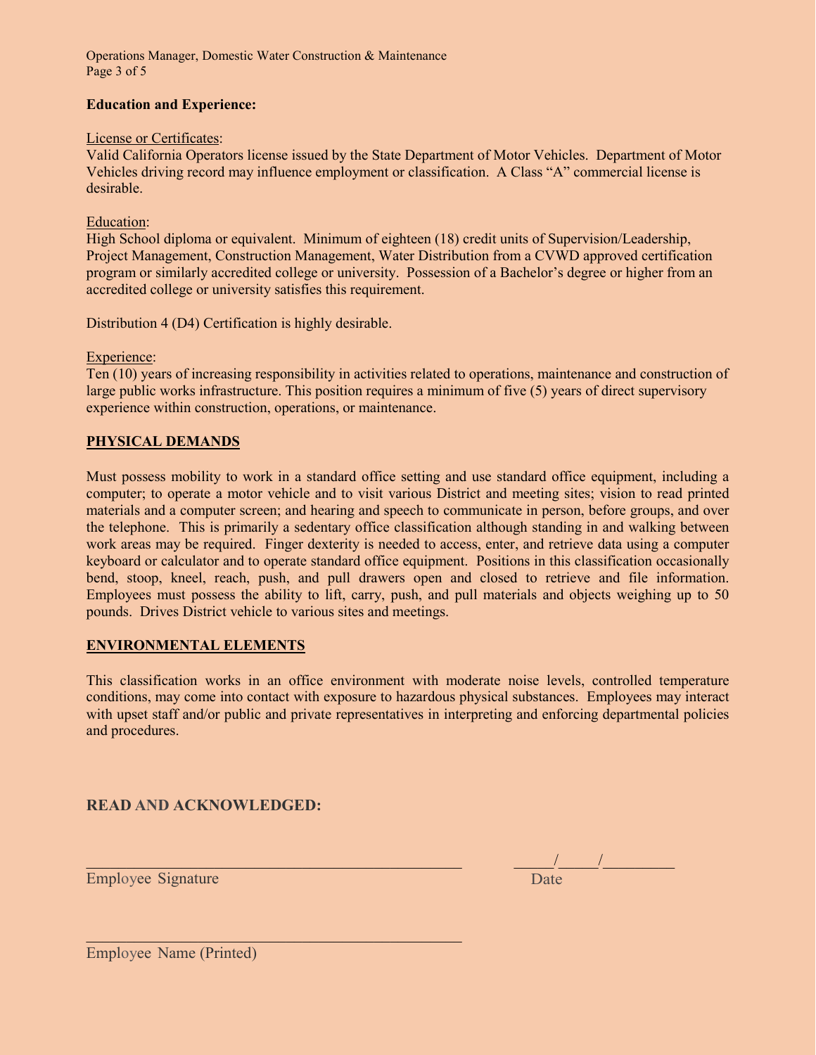**Education and Experience:**

License or Certificates:
Valid California Operators license issued by the State Department of Motor Vehicles. Department of Motor Vehicles driving record may influence employment or classification. A Class "A" commercial license is desirable.

Education:
High School diploma or equivalent. Minimum of eighteen (18) credit units of Supervision/Leadership, Project Management, Construction Management, Water Distribution from a CVWD approved certification program or similarly accredited college or university. Possession of a Bachelor's degree or higher from an accredited college or university satisfies this requirement.

Distribution 4 (D4) Certification is highly desirable.

Experience:
Ten (10) years of increasing responsibility in activities related to operations, maintenance and construction of large public works infrastructure. This position requires a minimum of five (5) years of direct supervisory experience within construction, operations, or maintenance.

## PHYSICAL DEMANDS

Must possess mobility to work in a standard office setting and use standard office equipment, including a computer; to operate a motor vehicle and to visit various District and meeting sites; vision to read printed materials and a computer screen; and hearing and speech to communicate in person, before groups, and over the telephone. This is primarily a sedentary office classification although standing in and walking between work areas may be required. Finger dexterity is needed to access, enter, and retrieve data using a computer keyboard or calculator and to operate standard office equipment. Positions in this classification occasionally bend, stoop, kneel, reach, push, and pull drawers open and closed to retrieve and file information. Employees must possess the ability to lift, carry, push, and pull materials and objects weighing up to 50 pounds. Drives District vehicle to various sites and meetings.

## ENVIRONMENTAL ELEMENTS

This classification works in an office environment with moderate noise levels, controlled temperature conditions, may come into contact with exposure to hazardous physical substances. Employees may interact with upset staff and/or public and private representatives in interpreting and enforcing departmental policies and procedures.

## READ AND ACKNOWLEDGED:

_______________________________________________ _____/_____/_________

Employee Signature Date

_______________________________________________

Employee Name (Printed)